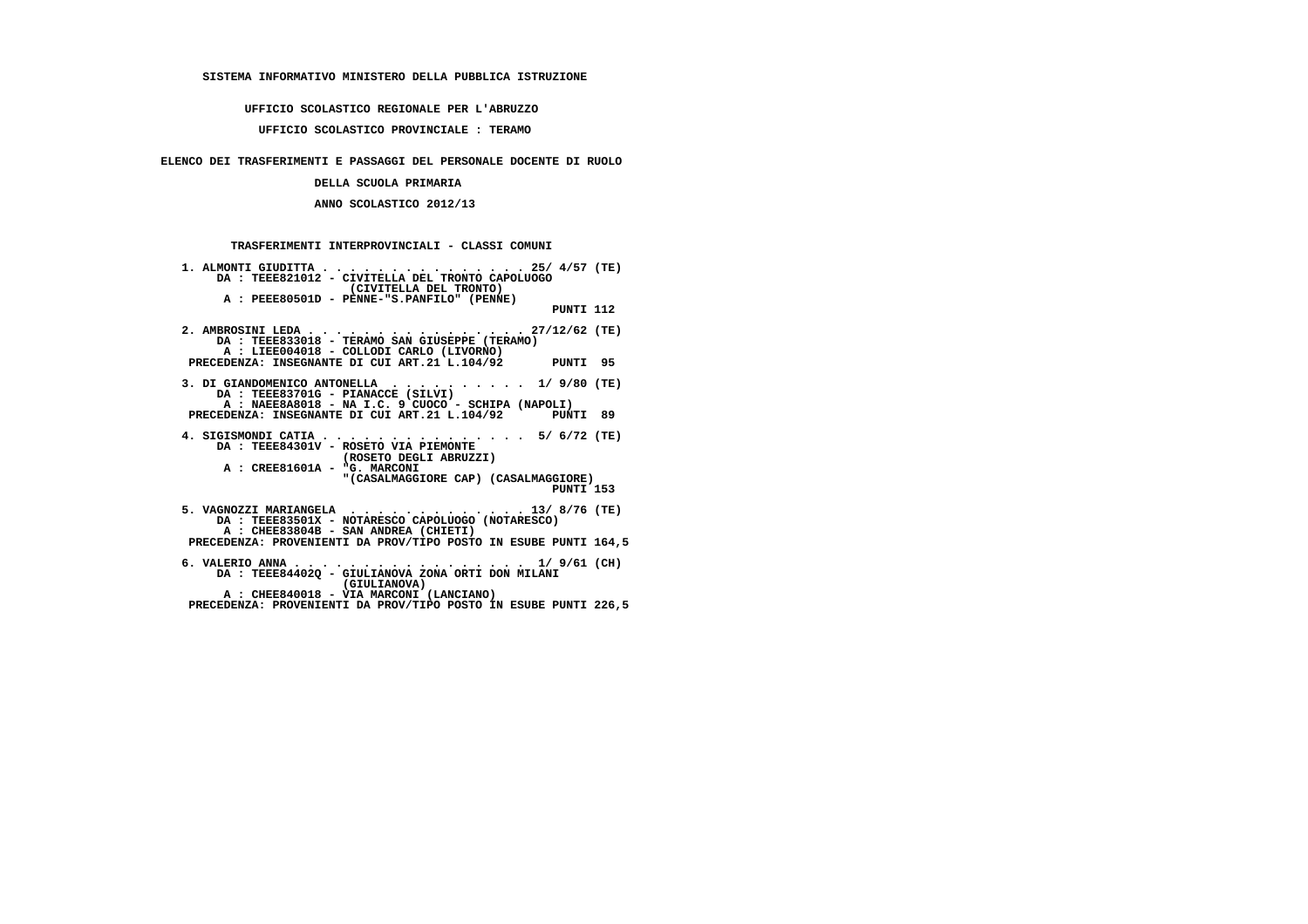SISTEMA INFORMATIVO MINISTERO DELLA PUBBLICA ISTRUZIONE

UFFICIO SCOLASTICO REGIONALE PER L'ABRUZZO

UFFICIO SCOLASTICO PROVINCIALE : TERAMO

ELENCO DEI TRASFERIMENTI E PASSAGGI DEL PERSONALE DOCENTE DI RUOLO

DELLA SCUOLA PRIMARIA

ANNO SCOLASTICO 2012/13

TRASFERIMENTI INTERPROVINCIALI - CLASSI COMUNI

1. ALMONTI GIUDITTA . . . . . . . . . . . . . . . 25/ 4/57 (TE)
   DA : TEEE821012 - CIVITELLA DEL TRONTO CAPOLUOGO
   (CIVITELLA DEL TRONTO)
   A : PEEE80501D - PENNE-"S.PANFILO" (PENNE)
   PUNTI 112

2. AMBROSINI LEDA . . . . . . . . . . . . . . . 27/12/62 (TE)
   DA : TEEE833018 - TERAMO SAN GIUSEPPE (TERAMO)
   A : LIEE004018 - COLLODI CARLO (LIVORNO)
   PRECEDENZA: INSEGNANTE DI CUI ART.21 L.104/92 PUNTI 95

3. DI GIANDOMENICO ANTONELLA . . . . . . . . . . 1/ 9/80 (TE)
   DA : TEEE83701G - PIANACCE (SILVI)
   A : NAEE8A8018 - NA I.C. 9 CUOCO - SCHIPA (NAPOLI)
   PRECEDENZA: INSEGNANTE DI CUI ART.21 L.104/92 PUNTI 89

4. SIGISMONDI CATIA . . . . . . . . . . . . . . 5/ 6/72 (TE)
   DA : TEEE84301V - ROSETO VIA PIEMONTE
   (ROSETO DEGLI ABRUZZI)
   A : CREE81601A - "G. MARCONI
   "(CASALMAGGIORE CAP) (CASALMAGGIORE)
   PUNTI 153

5. VAGNOZZI MARIANGELA . . . . . . . . . . . . . 13/ 8/76 (TE)
   DA : TEEE83501X - NOTARESCO CAPOLUOGO (NOTARESCO)
   A : CHEE83804B - SAN ANDREA (CHIETI)
   PRECEDENZA: PROVENIENTI DA PROV/TIPO POSTO IN ESUBE PUNTI 164,5

6. VALERIO ANNA . . . . . . . . . . . . . . . . 1/ 9/61 (CH)
   DA : TEEE84402Q - GIULIANOVA ZONA ORTI DON MILANI
   (GIULIANOVA)
   A : CHEE840018 - VIA MARCONI (LANCIANO)
   PRECEDENZA: PROVENIENTI DA PROV/TIPO POSTO IN ESUBE PUNTI 226,5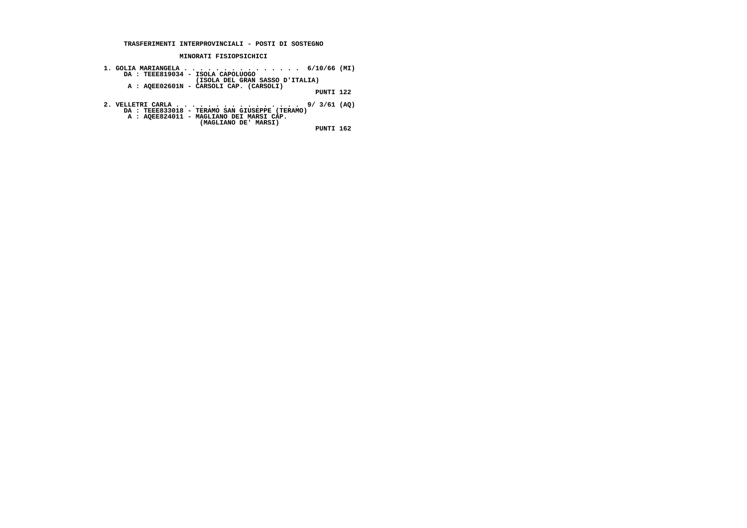**TRASFERIMENTI INTERPROVINCIALI - POSTI DI SOSTEGNO**

**MINORATI FISIOPSICHICI**

1. GOLIA MARIANGELA . . . . . . . . . . . . . . . 6/10/66 (MI)
   DA : TEEE819034 - ISOLA CAPOLUOGO
   (ISOLA DEL GRAN SASSO D'ITALIA)
   A : AQEE02601N - CARSOLI CAP. (CARSOLI)
   PUNTI 122

2. VELLETRI CARLA . . . . . . . . . . . . . . . . 9/ 3/61 (AQ)
   DA : TEEE833018 - TERAMO SAN GIUSEPPE (TERAMO)
   A : AQEE824011 - MAGLIANO DEI MARSI CAP.
   (MAGLIANO DE' MARSI)
   PUNTI 162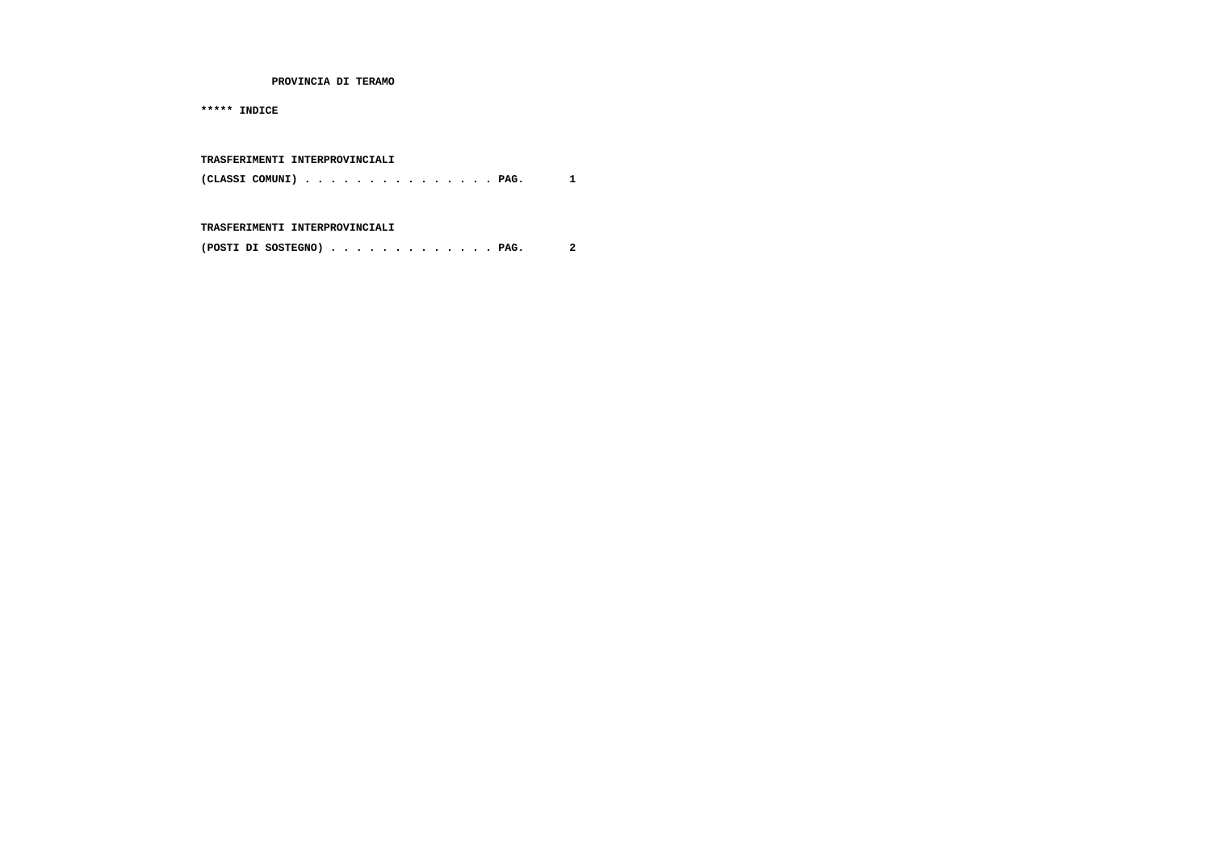**PROVINCIA DI TERAMO**

**\*\*\*\*\* INDICE**

**TRASFERIMENTI INTERPROVINCIALI**
**(CLASSI COMUNI) . . . . . . . . . . . . . . . PAG. 1**

**TRASFERIMENTI INTERPROVINCIALI**
**(POSTI DI SOSTEGNO) . . . . . . . . . . . . . PAG. 2**